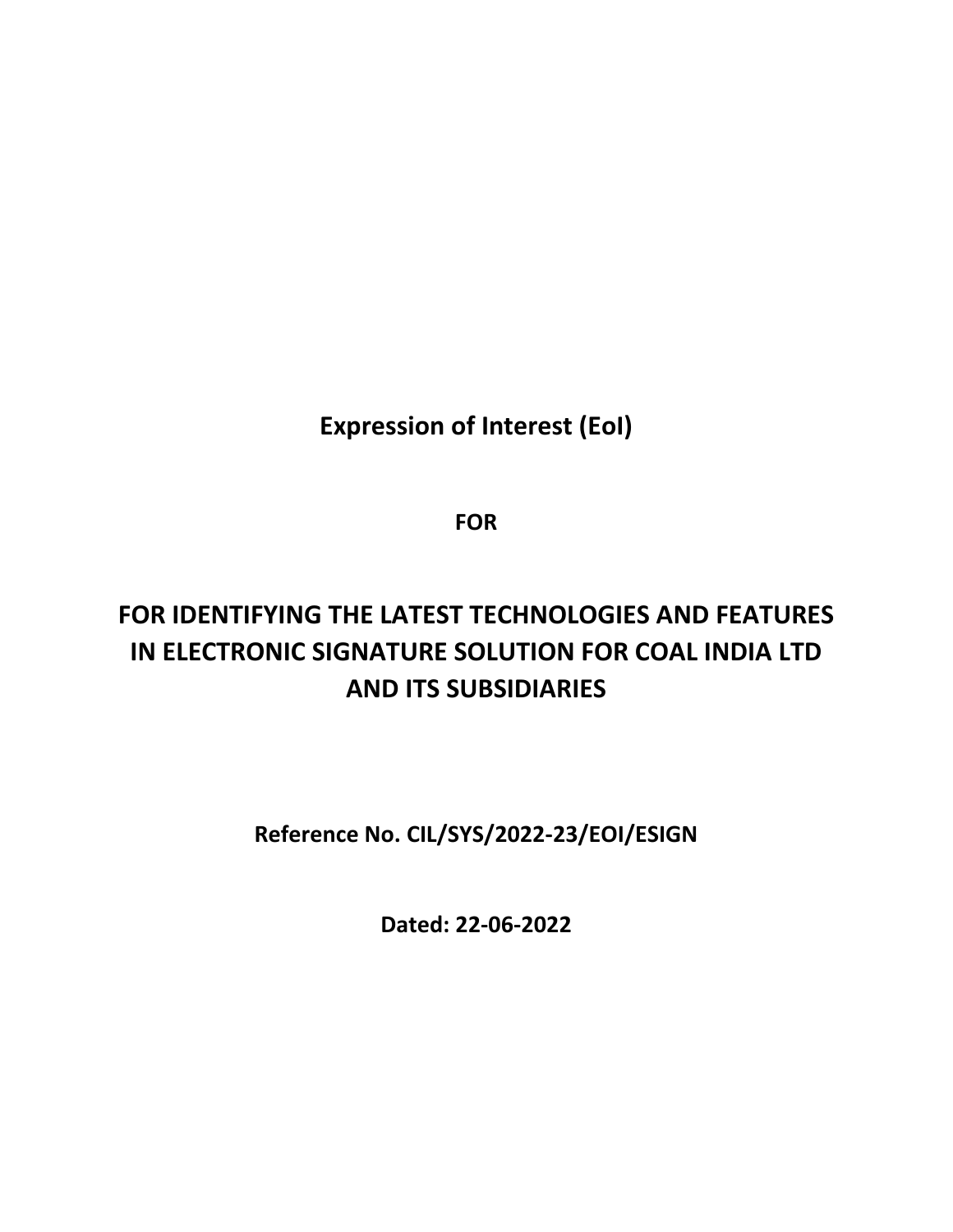# Expression of Interest (EoI)

**FOR**

# FOR IDENTIFYING THE LATEST TECHNOLOGIES AND FEATURES IN ELECTRONIC SIGNATURE SOLUTION FOR COAL INDIA LTD AND ITS SUBSIDIARIES

**Reference No. CIL/SYS/2022-23/EOI/ESIGN**

**Dated: 22-06-2022**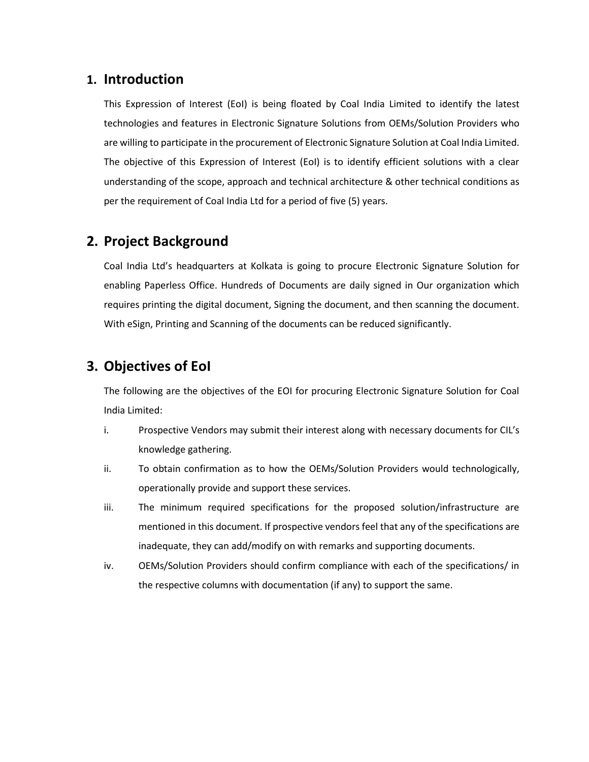## 1. Introduction

This Expression of Interest (EoI) is being floated by Coal India Limited to identify the latest technologies and features in Electronic Signature Solutions from OEMs/Solution Providers who are willing to participate in the procurement of Electronic Signature Solution at Coal India Limited. The objective of this Expression of Interest (EoI) is to identify efficient solutions with a clear understanding of the scope, approach and technical architecture & other technical conditions as per the requirement of Coal India Ltd for a period of five (5) years.

## 2. Project Background

Coal India Ltd's headquarters at Kolkata is going to procure Electronic Signature Solution for enabling Paperless Office. Hundreds of Documents are daily signed in Our organization which requires printing the digital document, Signing the document, and then scanning the document. With eSign, Printing and Scanning of the documents can be reduced significantly.

## 3. Objectives of EoI

The following are the objectives of the EOI for procuring Electronic Signature Solution for Coal India Limited:

i. Prospective Vendors may submit their interest along with necessary documents for CIL's knowledge gathering.

ii. To obtain confirmation as to how the OEMs/Solution Providers would technologically, operationally provide and support these services.

iii. The minimum required specifications for the proposed solution/infrastructure are mentioned in this document. If prospective vendors feel that any of the specifications are inadequate, they can add/modify on with remarks and supporting documents.

iv. OEMs/Solution Providers should confirm compliance with each of the specifications/ in the respective columns with documentation (if any) to support the same.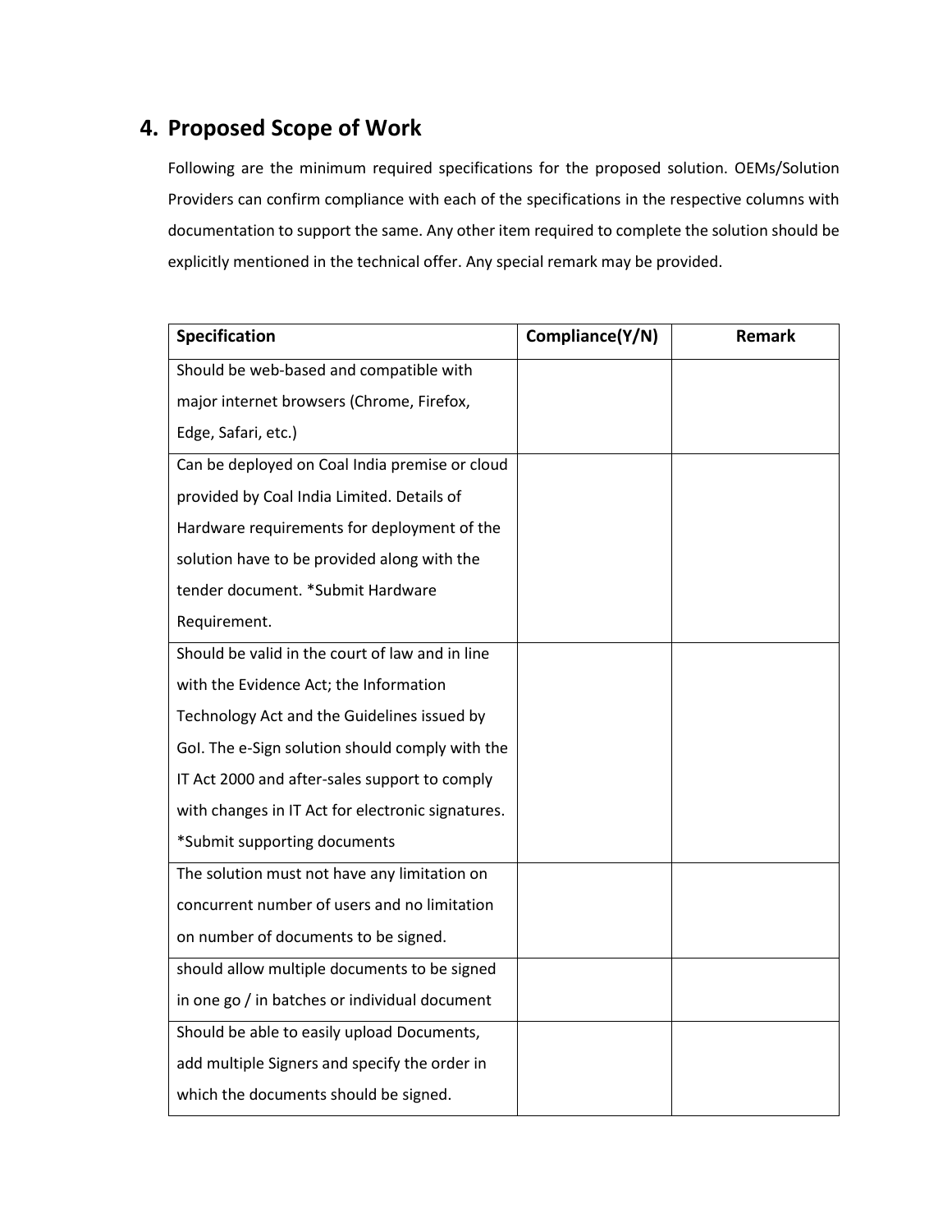## 4. Proposed Scope of Work

Following are the minimum required specifications for the proposed solution. OEMs/Solution Providers can confirm compliance with each of the specifications in the respective columns with documentation to support the same. Any other item required to complete the solution should be explicitly mentioned in the technical offer. Any special remark may be provided.

| Specification | Compliance(Y/N) | Remark |
|---|---|---|
| Should be web-based and compatible with major internet browsers (Chrome, Firefox, Edge, Safari, etc.) | | |
| Can be deployed on Coal India premise or cloud provided by Coal India Limited. Details of Hardware requirements for deployment of the solution have to be provided along with the tender document. *Submit Hardware Requirement. | | |
| Should be valid in the court of law and in line with the Evidence Act; the Information Technology Act and the Guidelines issued by GoI. The e-Sign solution should comply with the IT Act 2000 and after-sales support to comply with changes in IT Act for electronic signatures. *Submit supporting documents | | |
| The solution must not have any limitation on concurrent number of users and no limitation on number of documents to be signed. | | |
| should allow multiple documents to be signed in one go / in batches or individual document | | |
| Should be able to easily upload Documents, add multiple Signers and specify the order in which the documents should be signed. | | |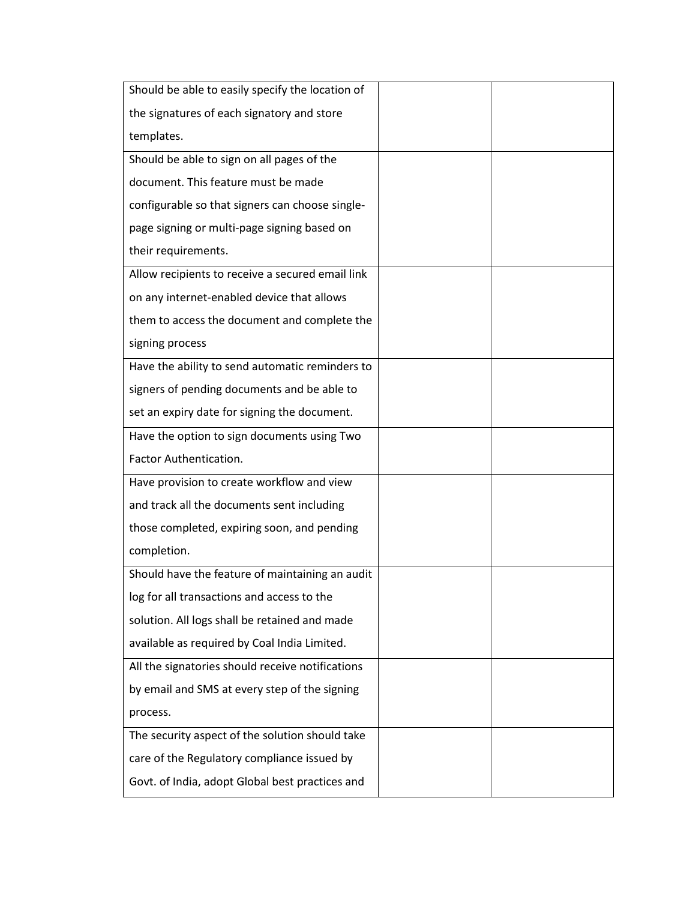| | | |
|---|---|---|
| Should be able to easily specify the location of the signatures of each signatory and store templates. | | |
| Should be able to sign on all pages of the document. This feature must be made configurable so that signers can choose single-page signing or multi-page signing based on their requirements. | | |
| Allow recipients to receive a secured email link on any internet-enabled device that allows them to access the document and complete the signing process | | |
| Have the ability to send automatic reminders to signers of pending documents and be able to set an expiry date for signing the document. | | |
| Have the option to sign documents using Two Factor Authentication. | | |
| Have provision to create workflow and view and track all the documents sent including those completed, expiring soon, and pending completion. | | |
| Should have the feature of maintaining an audit log for all transactions and access to the solution. All logs shall be retained and made available as required by Coal India Limited. | | |
| All the signatories should receive notifications by email and SMS at every step of the signing process. | | |
| The security aspect of the solution should take care of the Regulatory compliance issued by Govt. of India, adopt Global best practices and | | |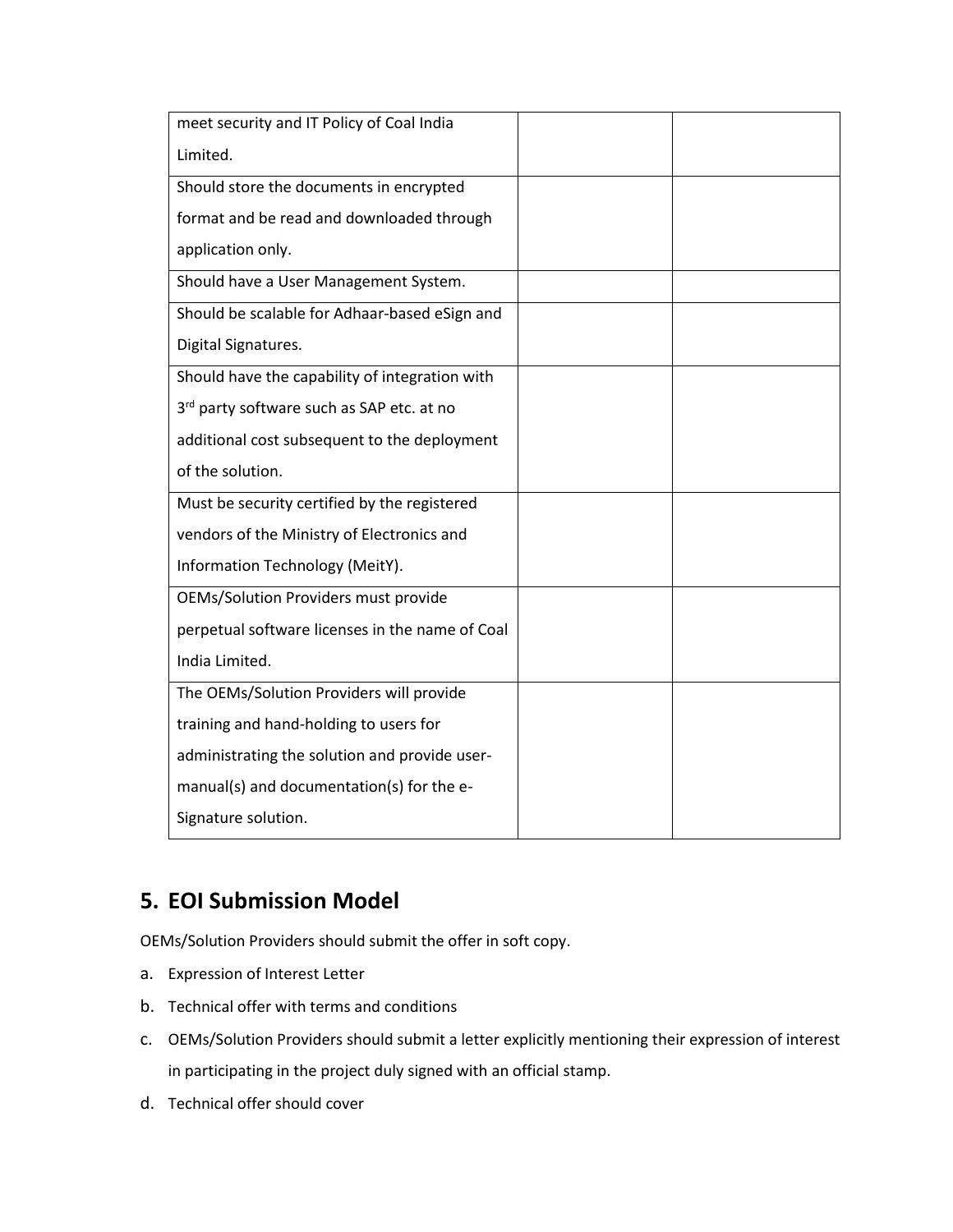| | | |
|---|---|---|
| meet security and IT Policy of Coal India Limited. | | |
| Should store the documents in encrypted format and be read and downloaded through application only. | | |
| Should have a User Management System. | | |
| Should be scalable for Adhaar-based eSign and Digital Signatures. | | |
| Should have the capability of integration with 3rd party software such as SAP etc. at no additional cost subsequent to the deployment of the solution. | | |
| Must be security certified by the registered vendors of the Ministry of Electronics and Information Technology (MeitY). | | |
| OEMs/Solution Providers must provide perpetual software licenses in the name of Coal India Limited. | | |
| The OEMs/Solution Providers will provide training and hand-holding to users for administrating the solution and provide user-manual(s) and documentation(s) for the e-Signature solution. | | |

## 5. EOI Submission Model

OEMs/Solution Providers should submit the offer in soft copy.

a. Expression of Interest Letter

b. Technical offer with terms and conditions

c. OEMs/Solution Providers should submit a letter explicitly mentioning their expression of interest in participating in the project duly signed with an official stamp.

d. Technical offer should cover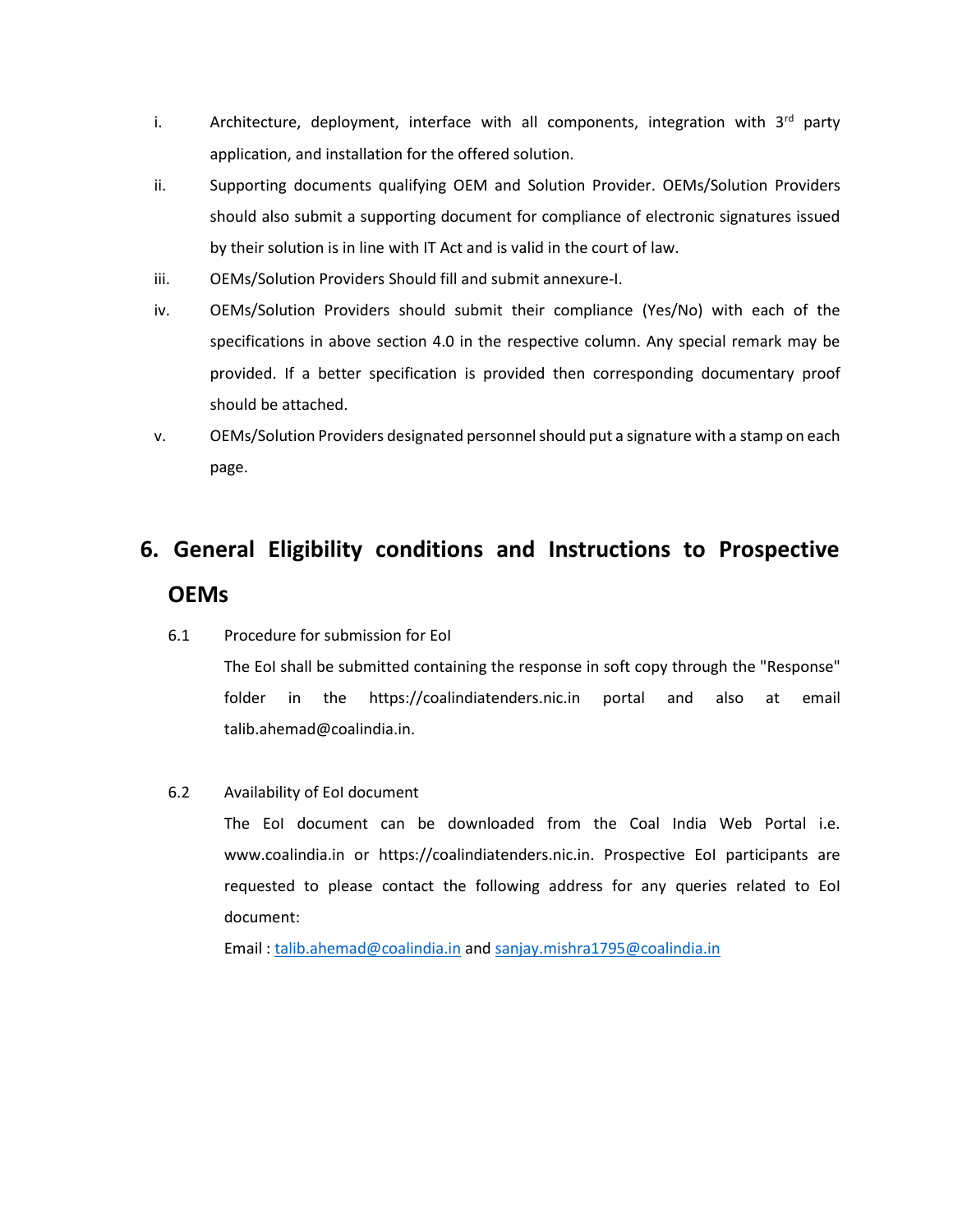i. Architecture, deployment, interface with all components, integration with 3rd party application, and installation for the offered solution.

ii. Supporting documents qualifying OEM and Solution Provider. OEMs/Solution Providers should also submit a supporting document for compliance of electronic signatures issued by their solution is in line with IT Act and is valid in the court of law.

iii. OEMs/Solution Providers Should fill and submit annexure-I.

iv. OEMs/Solution Providers should submit their compliance (Yes/No) with each of the specifications in above section 4.0 in the respective column. Any special remark may be provided. If a better specification is provided then corresponding documentary proof should be attached.

v. OEMs/Solution Providers designated personnel should put a signature with a stamp on each page.

## 6. General Eligibility conditions and Instructions to Prospective OEMs

6.1 Procedure for submission for EoI

The EoI shall be submitted containing the response in soft copy through the "Response" folder in the https://coalindiatenders.nic.in portal and also at email talib.ahemad@coalindia.in.

6.2 Availability of EoI document

The EoI document can be downloaded from the Coal India Web Portal i.e. www.coalindia.in or https://coalindiatenders.nic.in. Prospective EoI participants are requested to please contact the following address for any queries related to EoI document:

Email : talib.ahemad@coalindia.in and sanjay.mishra1795@coalindia.in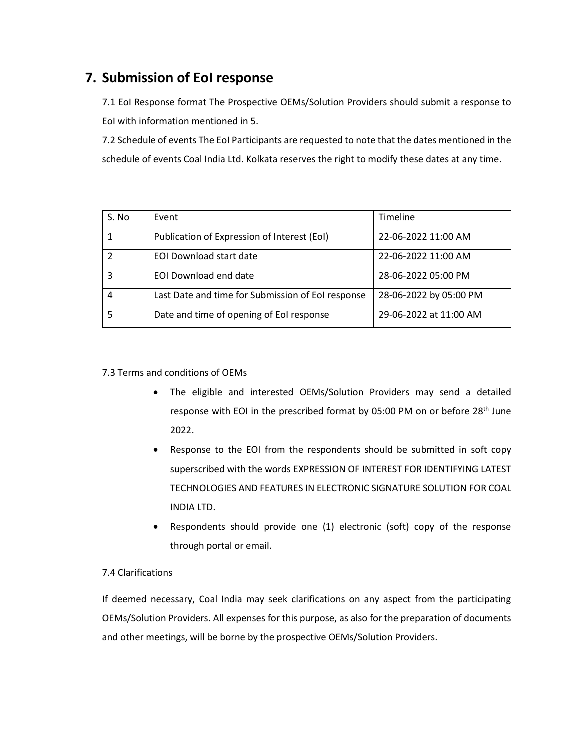## 7. Submission of EoI response

7.1 EoI Response format The Prospective OEMs/Solution Providers should submit a response to EoI with information mentioned in 5.

7.2 Schedule of events The EoI Participants are requested to note that the dates mentioned in the schedule of events Coal India Ltd. Kolkata reserves the right to modify these dates at any time.

| S. No | Event | Timeline |
|---|---|---|
| 1 | Publication of Expression of Interest (EoI) | 22-06-2022 11:00 AM |
| 2 | EOI Download start date | 22-06-2022 11:00 AM |
| 3 | EOI Download end date | 28-06-2022 05:00 PM |
| 4 | Last Date and time for Submission of EoI response | 28-06-2022 by 05:00 PM |
| 5 | Date and time of opening of EoI response | 29-06-2022 at 11:00 AM |

7.3 Terms and conditions of OEMs

- The eligible and interested OEMs/Solution Providers may send a detailed response with EOI in the prescribed format by 05:00 PM on or before 28th June 2022.
- Response to the EOI from the respondents should be submitted in soft copy superscribed with the words EXPRESSION OF INTEREST FOR IDENTIFYING LATEST TECHNOLOGIES AND FEATURES IN ELECTRONIC SIGNATURE SOLUTION FOR COAL INDIA LTD.
- Respondents should provide one (1) electronic (soft) copy of the response through portal or email.

7.4 Clarifications

If deemed necessary, Coal India may seek clarifications on any aspect from the participating OEMs/Solution Providers. All expenses for this purpose, as also for the preparation of documents and other meetings, will be borne by the prospective OEMs/Solution Providers.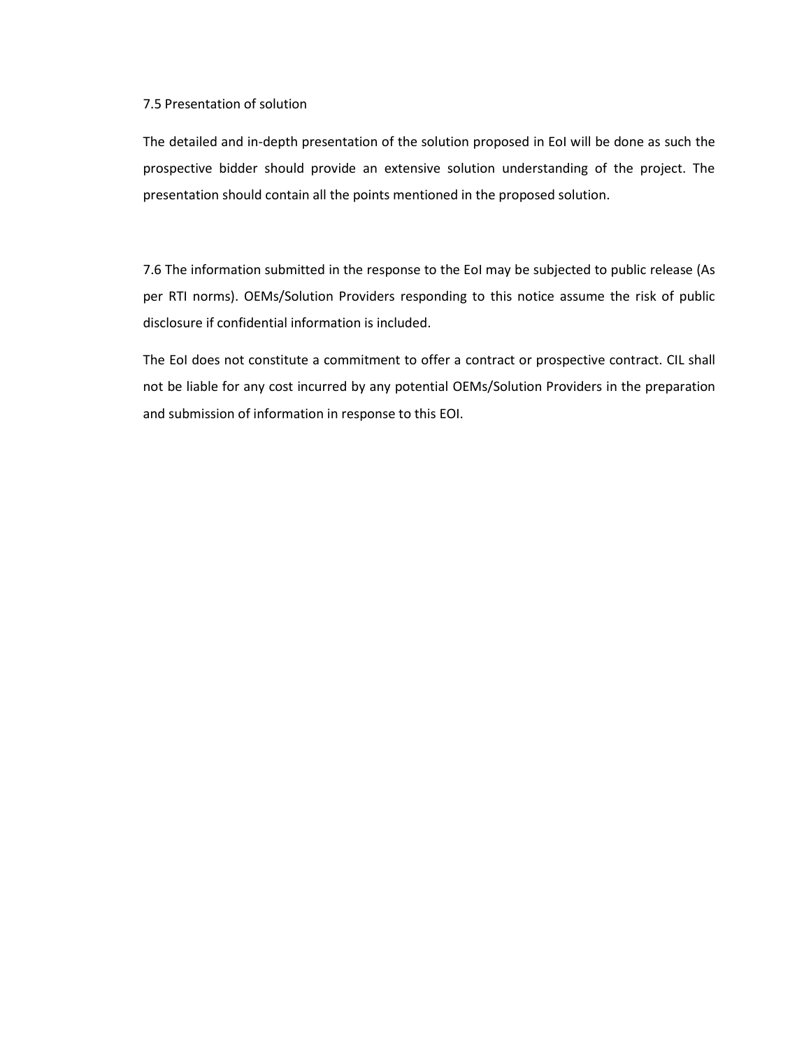### 7.5 Presentation of solution

The detailed and in-depth presentation of the solution proposed in EoI will be done as such the prospective bidder should provide an extensive solution understanding of the project. The presentation should contain all the points mentioned in the proposed solution.

7.6 The information submitted in the response to the EoI may be subjected to public release (As per RTI norms). OEMs/Solution Providers responding to this notice assume the risk of public disclosure if confidential information is included.

The EoI does not constitute a commitment to offer a contract or prospective contract. CIL shall not be liable for any cost incurred by any potential OEMs/Solution Providers in the preparation and submission of information in response to this EOI.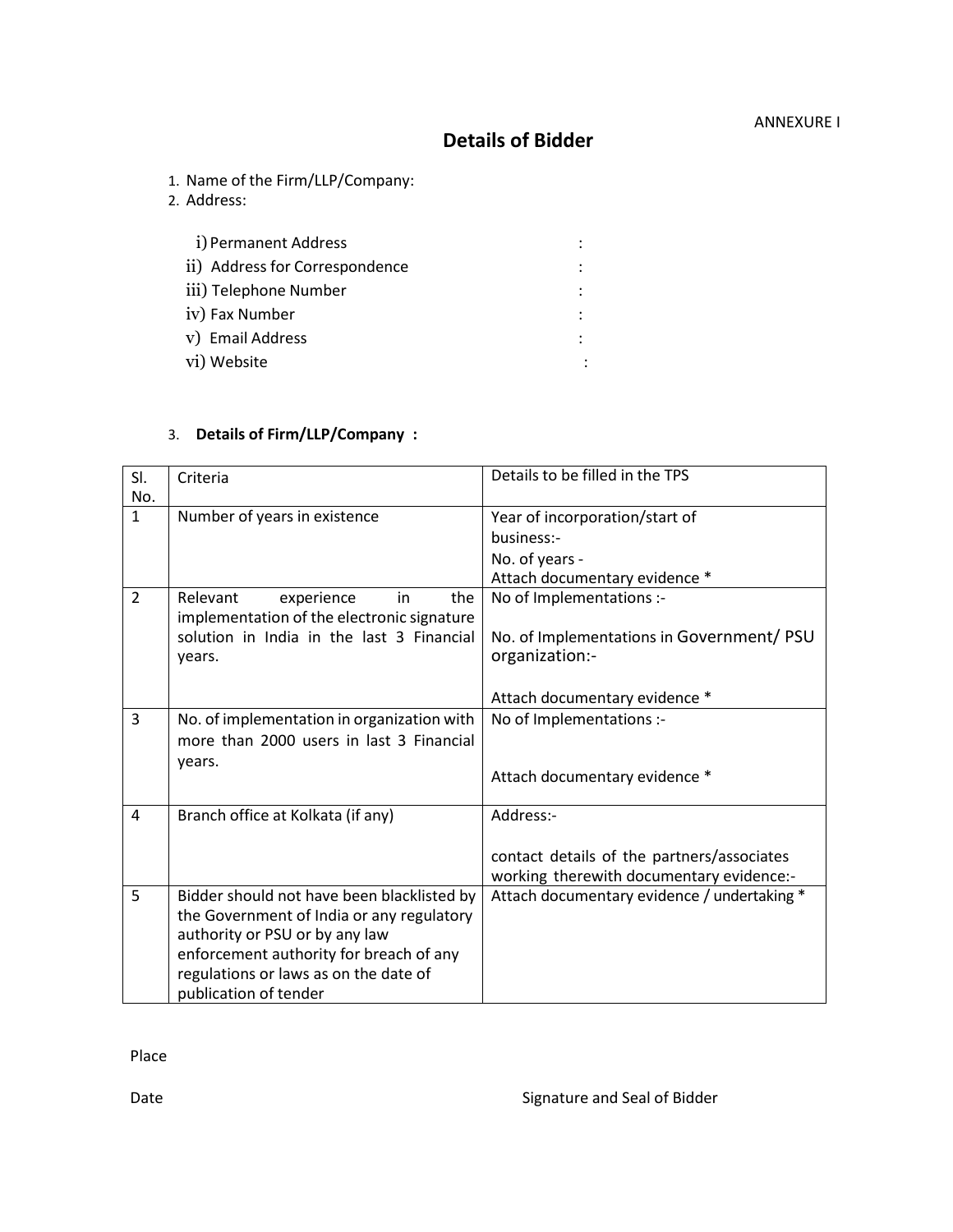ANNEXURE I

# Details of Bidder

1. Name of the Firm/LLP/Company:
2. Address:

   i) Permanent Address :
   ii) Address for Correspondence :
   iii) Telephone Number :
   iv) Fax Number :
   v) Email Address :
   vi) Website :

3. **Details of Firm/LLP/Company :**

| Sl. No. | Criteria | Details to be filled in the TPS |
|---|---|---|
| 1 | Number of years in existence | Year of incorporation/start of business:-<br>No. of years -<br>Attach documentary evidence * |
| 2 | Relevant experience in the implementation of the electronic signature solution in India in the last 3 Financial years. | No of Implementations :-<br><br>No. of Implementations in Government/ PSU organization:-<br><br>Attach documentary evidence * |
| 3 | No. of implementation in organization with more than 2000 users in last 3 Financial years. | No of Implementations :-<br><br>Attach documentary evidence * |
| 4 | Branch office at Kolkata (if any) | Address:-<br><br>contact details of the partners/associates working therewith documentary evidence:- |
| 5 | Bidder should not have been blacklisted by the Government of India or any regulatory authority or PSU or by any law enforcement authority for breach of any regulations or laws as on the date of publication of tender | Attach documentary evidence / undertaking * |

Place

Date

Signature and Seal of Bidder